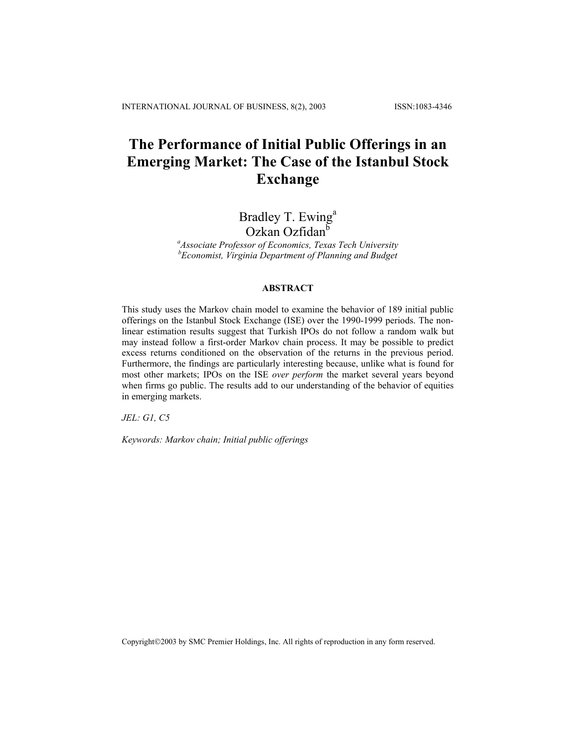# The Performance of Initial Public Offerings in an Emerging Market: The Case of the Istanbul Stock Exchange

Bradley T. Ewing[a]
Ozkan Ozfidan[b]

[a]*Associate Professor of Economics, Texas Tech University*
[b]*Economist, Virginia Department of Planning and Budget*

### ABSTRACT

This study uses the Markov chain model to examine the behavior of 189 initial public offerings on the Istanbul Stock Exchange (ISE) over the 1990-1999 periods. The non-linear estimation results suggest that Turkish IPOs do not follow a random walk but may instead follow a first-order Markov chain process. It may be possible to predict excess returns conditioned on the observation of the returns in the previous period. Furthermore, the findings are particularly interesting because, unlike what is found for most other markets; IPOs on the ISE *over perform* the market several years beyond when firms go public. The results add to our understanding of the behavior of equities in emerging markets.

*JEL: G1, C5*

*Keywords: Markov chain; Initial public offerings*

Copyright©2003 by SMC Premier Holdings, Inc. All rights of reproduction in any form reserved.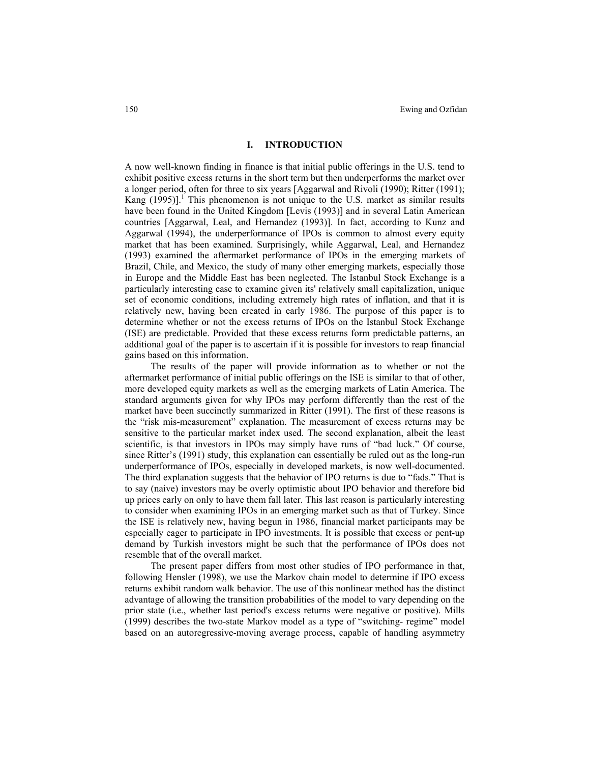## I. INTRODUCTION

A now well-known finding in finance is that initial public offerings in the U.S. tend to exhibit positive excess returns in the short term but then underperforms the market over a longer period, often for three to six years [Aggarwal and Rivoli (1990); Ritter (1991); Kang (1995)].[1] This phenomenon is not unique to the U.S. market as similar results have been found in the United Kingdom [Levis (1993)] and in several Latin American countries [Aggarwal, Leal, and Hernandez (1993)]. In fact, according to Kunz and Aggarwal (1994), the underperformance of IPOs is common to almost every equity market that has been examined. Surprisingly, while Aggarwal, Leal, and Hernandez (1993) examined the aftermarket performance of IPOs in the emerging markets of Brazil, Chile, and Mexico, the study of many other emerging markets, especially those in Europe and the Middle East has been neglected. The Istanbul Stock Exchange is a particularly interesting case to examine given its' relatively small capitalization, unique set of economic conditions, including extremely high rates of inflation, and that it is relatively new, having been created in early 1986. The purpose of this paper is to determine whether or not the excess returns of IPOs on the Istanbul Stock Exchange (ISE) are predictable. Provided that these excess returns form predictable patterns, an additional goal of the paper is to ascertain if it is possible for investors to reap financial gains based on this information.

The results of the paper will provide information as to whether or not the aftermarket performance of initial public offerings on the ISE is similar to that of other, more developed equity markets as well as the emerging markets of Latin America. The standard arguments given for why IPOs may perform differently than the rest of the market have been succinctly summarized in Ritter (1991). The first of these reasons is the "risk mis-measurement" explanation. The measurement of excess returns may be sensitive to the particular market index used. The second explanation, albeit the least scientific, is that investors in IPOs may simply have runs of "bad luck." Of course, since Ritter's (1991) study, this explanation can essentially be ruled out as the long-run underperformance of IPOs, especially in developed markets, is now well-documented. The third explanation suggests that the behavior of IPO returns is due to "fads." That is to say (naive) investors may be overly optimistic about IPO behavior and therefore bid up prices early on only to have them fall later. This last reason is particularly interesting to consider when examining IPOs in an emerging market such as that of Turkey. Since the ISE is relatively new, having begun in 1986, financial market participants may be especially eager to participate in IPO investments. It is possible that excess or pent-up demand by Turkish investors might be such that the performance of IPOs does not resemble that of the overall market.

The present paper differs from most other studies of IPO performance in that, following Hensler (1998), we use the Markov chain model to determine if IPO excess returns exhibit random walk behavior. The use of this nonlinear method has the distinct advantage of allowing the transition probabilities of the model to vary depending on the prior state (i.e., whether last period's excess returns were negative or positive). Mills (1999) describes the two-state Markov model as a type of "switching- regime" model based on an autoregressive-moving average process, capable of handling asymmetry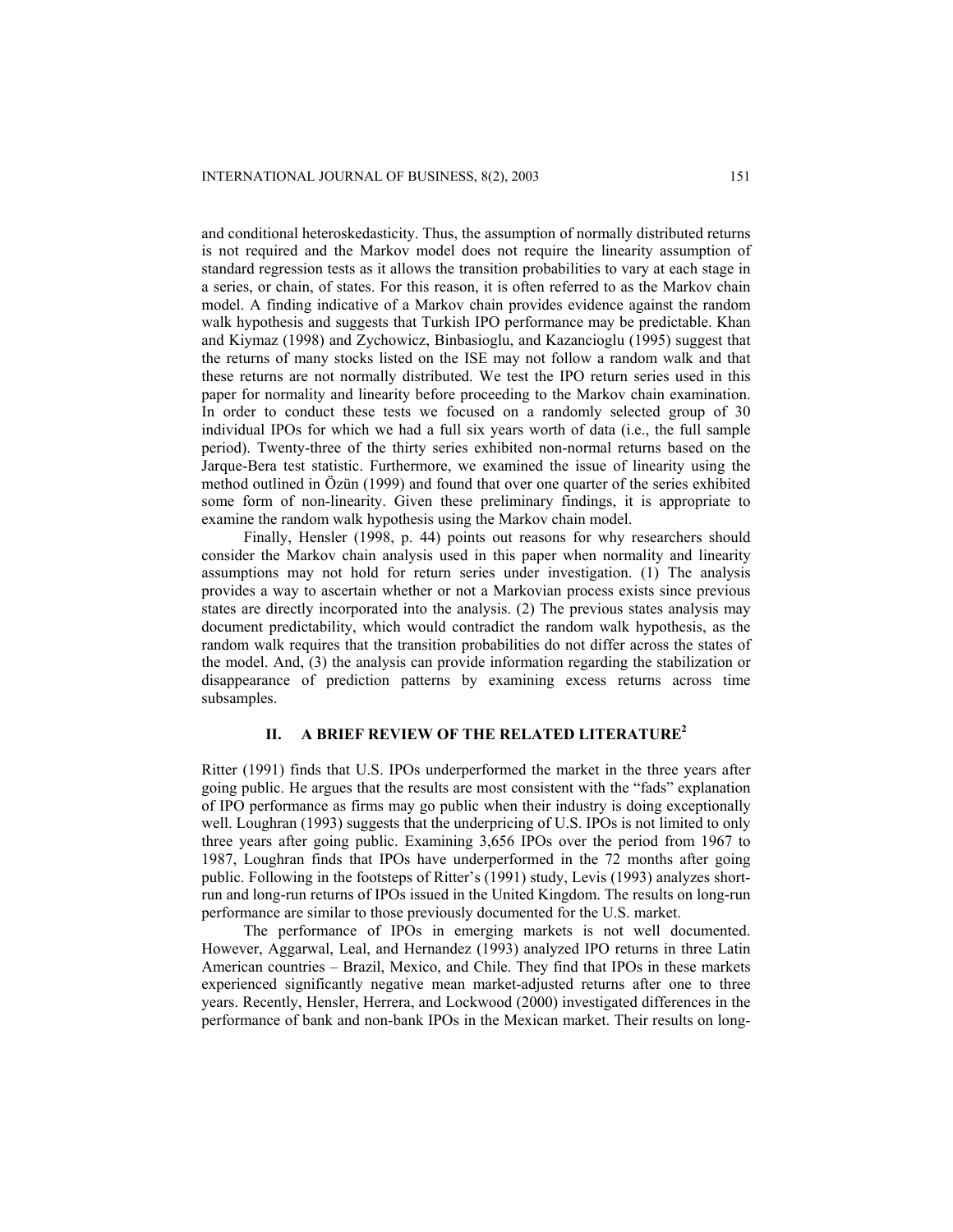and conditional heteroskedasticity. Thus, the assumption of normally distributed returns is not required and the Markov model does not require the linearity assumption of standard regression tests as it allows the transition probabilities to vary at each stage in a series, or chain, of states. For this reason, it is often referred to as the Markov chain model. A finding indicative of a Markov chain provides evidence against the random walk hypothesis and suggests that Turkish IPO performance may be predictable. Khan and Kiymaz (1998) and Zychowicz, Binbasioglu, and Kazancioglu (1995) suggest that the returns of many stocks listed on the ISE may not follow a random walk and that these returns are not normally distributed. We test the IPO return series used in this paper for normality and linearity before proceeding to the Markov chain examination. In order to conduct these tests we focused on a randomly selected group of 30 individual IPOs for which we had a full six years worth of data (i.e., the full sample period). Twenty-three of the thirty series exhibited non-normal returns based on the Jarque-Bera test statistic. Furthermore, we examined the issue of linearity using the method outlined in Özün (1999) and found that over one quarter of the series exhibited some form of non-linearity. Given these preliminary findings, it is appropriate to examine the random walk hypothesis using the Markov chain model.

Finally, Hensler (1998, p. 44) points out reasons for why researchers should consider the Markov chain analysis used in this paper when normality and linearity assumptions may not hold for return series under investigation. (1) The analysis provides a way to ascertain whether or not a Markovian process exists since previous states are directly incorporated into the analysis. (2) The previous states analysis may document predictability, which would contradict the random walk hypothesis, as the random walk requires that the transition probabilities do not differ across the states of the model. And, (3) the analysis can provide information regarding the stabilization or disappearance of prediction patterns by examining excess returns across time subsamples.

## II. A BRIEF REVIEW OF THE RELATED LITERATURE[2]

Ritter (1991) finds that U.S. IPOs underperformed the market in the three years after going public. He argues that the results are most consistent with the "fads" explanation of IPO performance as firms may go public when their industry is doing exceptionally well. Loughran (1993) suggests that the underpricing of U.S. IPOs is not limited to only three years after going public. Examining 3,656 IPOs over the period from 1967 to 1987, Loughran finds that IPOs have underperformed in the 72 months after going public. Following in the footsteps of Ritter's (1991) study, Levis (1993) analyzes short-run and long-run returns of IPOs issued in the United Kingdom. The results on long-run performance are similar to those previously documented for the U.S. market.

The performance of IPOs in emerging markets is not well documented. However, Aggarwal, Leal, and Hernandez (1993) analyzed IPO returns in three Latin American countries – Brazil, Mexico, and Chile. They find that IPOs in these markets experienced significantly negative mean market-adjusted returns after one to three years. Recently, Hensler, Herrera, and Lockwood (2000) investigated differences in the performance of bank and non-bank IPOs in the Mexican market. Their results on long-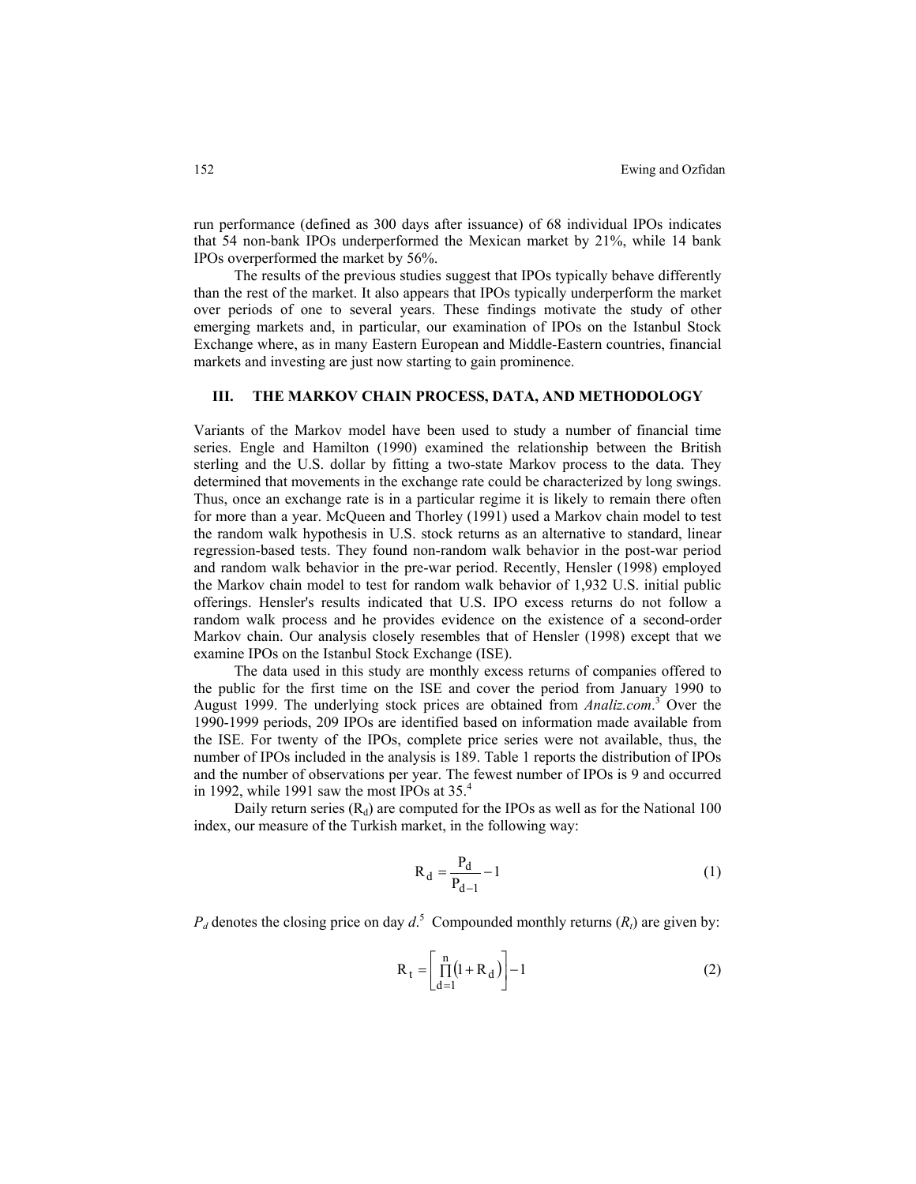run performance (defined as 300 days after issuance) of 68 individual IPOs indicates that 54 non-bank IPOs underperformed the Mexican market by 21%, while 14 bank IPOs overperformed the market by 56%.

The results of the previous studies suggest that IPOs typically behave differently than the rest of the market. It also appears that IPOs typically underperform the market over periods of one to several years. These findings motivate the study of other emerging markets and, in particular, our examination of IPOs on the Istanbul Stock Exchange where, as in many Eastern European and Middle-Eastern countries, financial markets and investing are just now starting to gain prominence.

## III. THE MARKOV CHAIN PROCESS, DATA, AND METHODOLOGY

Variants of the Markov model have been used to study a number of financial time series. Engle and Hamilton (1990) examined the relationship between the British sterling and the U.S. dollar by fitting a two-state Markov process to the data. They determined that movements in the exchange rate could be characterized by long swings. Thus, once an exchange rate is in a particular regime it is likely to remain there often for more than a year. McQueen and Thorley (1991) used a Markov chain model to test the random walk hypothesis in U.S. stock returns as an alternative to standard, linear regression-based tests. They found non-random walk behavior in the post-war period and random walk behavior in the pre-war period. Recently, Hensler (1998) employed the Markov chain model to test for random walk behavior of 1,932 U.S. initial public offerings. Hensler's results indicated that U.S. IPO excess returns do not follow a random walk process and he provides evidence on the existence of a second-order Markov chain. Our analysis closely resembles that of Hensler (1998) except that we examine IPOs on the Istanbul Stock Exchange (ISE).

The data used in this study are monthly excess returns of companies offered to the public for the first time on the ISE and cover the period from January 1990 to August 1999. The underlying stock prices are obtained from *Analiz.com*.[3] Over the 1990-1999 periods, 209 IPOs are identified based on information made available from the ISE. For twenty of the IPOs, complete price series were not available, thus, the number of IPOs included in the analysis is 189. Table 1 reports the distribution of IPOs and the number of observations per year. The fewest number of IPOs is 9 and occurred in 1992, while 1991 saw the most IPOs at 35.[4]

Daily return series ($R_d$) are computed for the IPOs as well as for the National 100 index, our measure of the Turkish market, in the following way:

$$R_d = \frac{P_d}{P_{d-1}} - 1 \quad (1)$$

$P_d$ denotes the closing price on day $d$.[5] Compounded monthly returns ($R_t$) are given by:

$$R_t = \left[ \prod_{d=1}^{n} \left(1 + R_d\right) \right] - 1 \quad (2)$$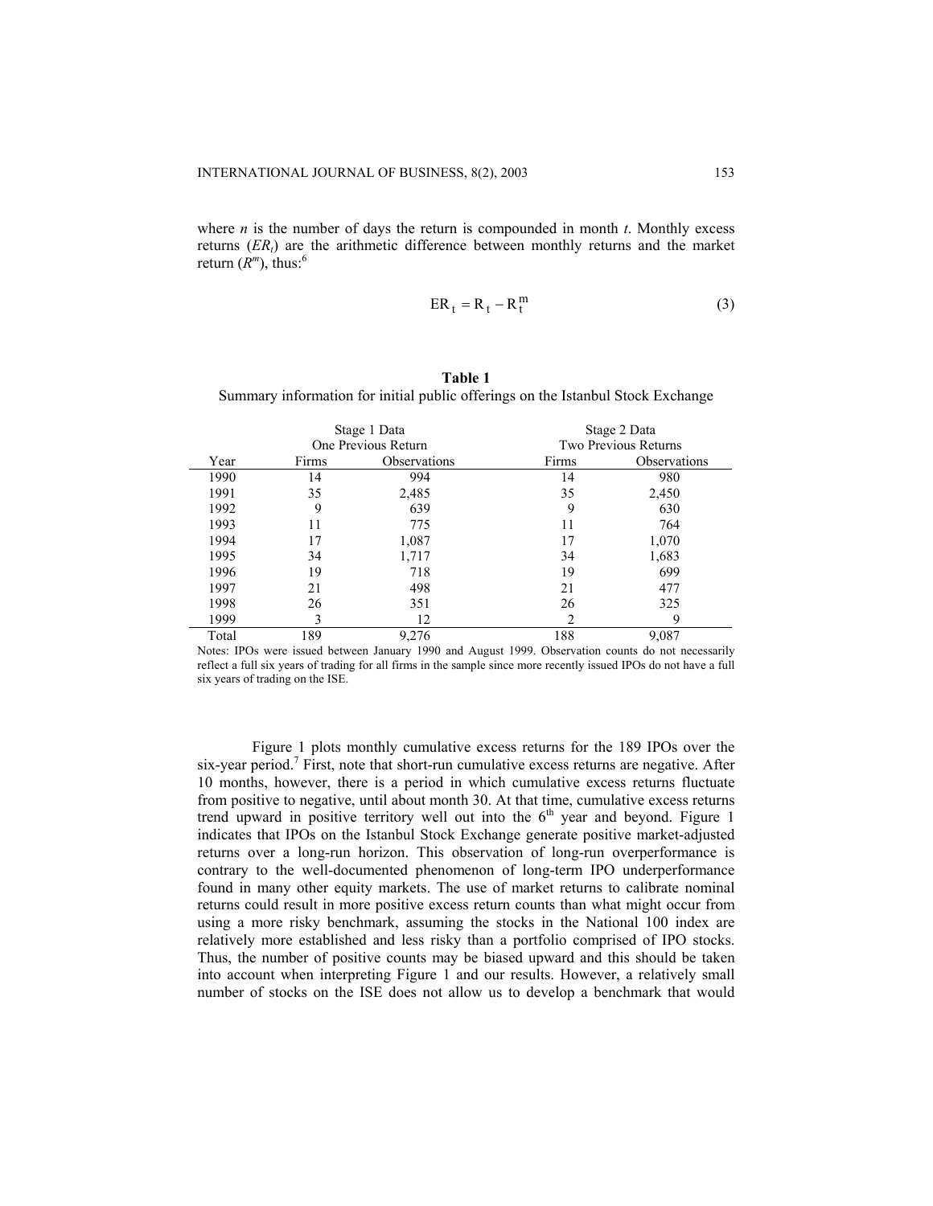where $n$ is the number of days the return is compounded in month $t$. Monthly excess returns ($ER_t$) are the arithmetic difference between monthly returns and the market return ($R^m$), thus:[6]

$$ER_t = R_t - R_t^m \tag{3}$$

**Table 1**

Summary information for initial public offerings on the Istanbul Stock Exchange

| | Stage 1 Data One Previous Return | | Stage 2 Data Two Previous Returns | |
|---|---|---|---|---|
| Year | Firms | Observations | Firms | Observations |
| 1990 | 14 | 994 | 14 | 980 |
| 1991 | 35 | 2,485 | 35 | 2,450 |
| 1992 | 9 | 639 | 9 | 630 |
| 1993 | 11 | 775 | 11 | 764 |
| 1994 | 17 | 1,087 | 17 | 1,070 |
| 1995 | 34 | 1,717 | 34 | 1,683 |
| 1996 | 19 | 718 | 19 | 699 |
| 1997 | 21 | 498 | 21 | 477 |
| 1998 | 26 | 351 | 26 | 325 |
| 1999 | 3 | 12 | 2 | 9 |
| Total | 189 | 9,276 | 188 | 9,087 |

Notes: IPOs were issued between January 1990 and August 1999. Observation counts do not necessarily reflect a full six years of trading for all firms in the sample since more recently issued IPOs do not have a full six years of trading on the ISE.

Figure 1 plots monthly cumulative excess returns for the 189 IPOs over the six-year period.[7] First, note that short-run cumulative excess returns are negative. After 10 months, however, there is a period in which cumulative excess returns fluctuate from positive to negative, until about month 30. At that time, cumulative excess returns trend upward in positive territory well out into the 6[th] year and beyond. Figure 1 indicates that IPOs on the Istanbul Stock Exchange generate positive market-adjusted returns over a long-run horizon. This observation of long-run overperformance is contrary to the well-documented phenomenon of long-term IPO underperformance found in many other equity markets. The use of market returns to calibrate nominal returns could result in more positive excess return counts than what might occur from using a more risky benchmark, assuming the stocks in the National 100 index are relatively more established and less risky than a portfolio comprised of IPO stocks. Thus, the number of positive counts may be biased upward and this should be taken into account when interpreting Figure 1 and our results. However, a relatively small number of stocks on the ISE does not allow us to develop a benchmark that would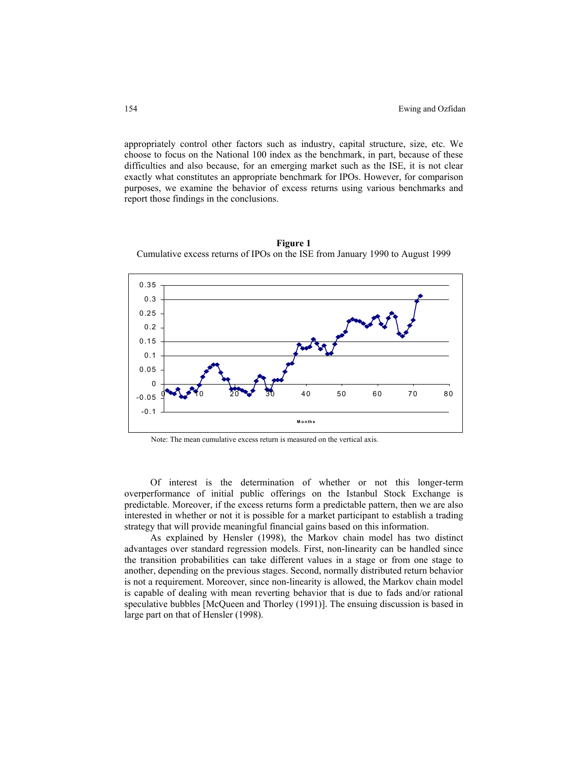appropriately control other factors such as industry, capital structure, size, etc. We choose to focus on the National 100 index as the benchmark, in part, because of these difficulties and also because, for an emerging market such as the ISE, it is not clear exactly what constitutes an appropriate benchmark for IPOs. However, for comparison purposes, we examine the behavior of excess returns using various benchmarks and report those findings in the conclusions.

**Figure 1**
Cumulative excess returns of IPOs on the ISE from January 1990 to August 1999

Note: The mean cumulative excess return is measured on the vertical axis.

Of interest is the determination of whether or not this longer-term overperformance of initial public offerings on the Istanbul Stock Exchange is predictable. Moreover, if the excess returns form a predictable pattern, then we are also interested in whether or not it is possible for a market participant to establish a trading strategy that will provide meaningful financial gains based on this information.

As explained by Hensler (1998), the Markov chain model has two distinct advantages over standard regression models. First, non-linearity can be handled since the transition probabilities can take different values in a stage or from one stage to another, depending on the previous stages. Second, normally distributed return behavior is not a requirement. Moreover, since non-linearity is allowed, the Markov chain model is capable of dealing with mean reverting behavior that is due to fads and/or rational speculative bubbles [McQueen and Thorley (1991)]. The ensuing discussion is based in large part on that of Hensler (1998).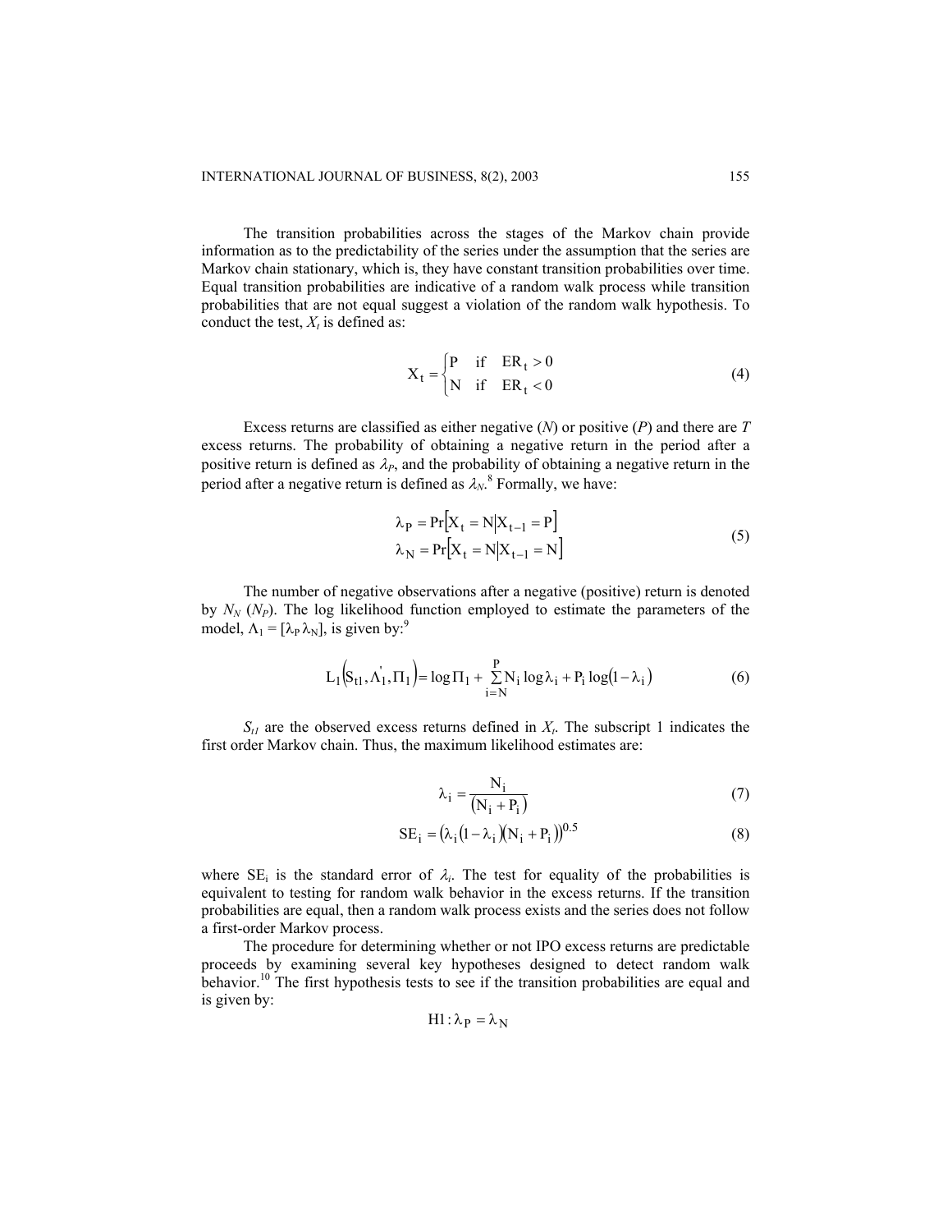The transition probabilities across the stages of the Markov chain provide information as to the predictability of the series under the assumption that the series are Markov chain stationary, which is, they have constant transition probabilities over time. Equal transition probabilities are indicative of a random walk process while transition probabilities that are not equal suggest a violation of the random walk hypothesis. To conduct the test, $X_t$ is defined as:

$$X_t = \begin{cases} P & \text{if} \quad ER_t > 0 \\ N & \text{if} \quad ER_t < 0 \end{cases} \tag{4}$$

Excess returns are classified as either negative (*N*) or positive (*P*) and there are *T* excess returns. The probability of obtaining a negative return in the period after a positive return is defined as $\lambda_P$, and the probability of obtaining a negative return in the period after a negative return is defined as $\lambda_N$.[8] Formally, we have:

$$\begin{aligned} \lambda_P &= \Pr\left[X_t = N \middle| X_{t-1} = P\right] \\ \lambda_N &= \Pr\left[X_t = N \middle| X_{t-1} = N\right] \end{aligned} \tag{5}$$

The number of negative observations after a negative (positive) return is denoted by $N_N$ ($N_P$). The log likelihood function employed to estimate the parameters of the model, $\Lambda_1 = [\lambda_P \, \lambda_N]$, is given by:[9]

$$L_1\left(S_{t1}, \Lambda_1^{'}, \Pi_1\right) = \log \Pi_1 + \sum_{i=N}^{P} N_i \log \lambda_i + P_i \log\left(1 - \lambda_i\right) \tag{6}$$

$S_{t1}$ are the observed excess returns defined in $X_t$. The subscript 1 indicates the first order Markov chain. Thus, the maximum likelihood estimates are:

$$\lambda_i = \frac{N_i}{\left(N_i + P_i\right)} \tag{7}$$

$$SE_i = \left(\lambda_i\left(1 - \lambda_i\right)\left(N_i + P_i\right)\right)^{0.5} \tag{8}$$

where $SE_i$ is the standard error of $\lambda_i$. The test for equality of the probabilities is equivalent to testing for random walk behavior in the excess returns. If the transition probabilities are equal, then a random walk process exists and the series does not follow a first-order Markov process.

The procedure for determining whether or not IPO excess returns are predictable proceeds by examining several key hypotheses designed to detect random walk behavior.[10] The first hypothesis tests to see if the transition probabilities are equal and is given by:

$$H1: \lambda_P = \lambda_N$$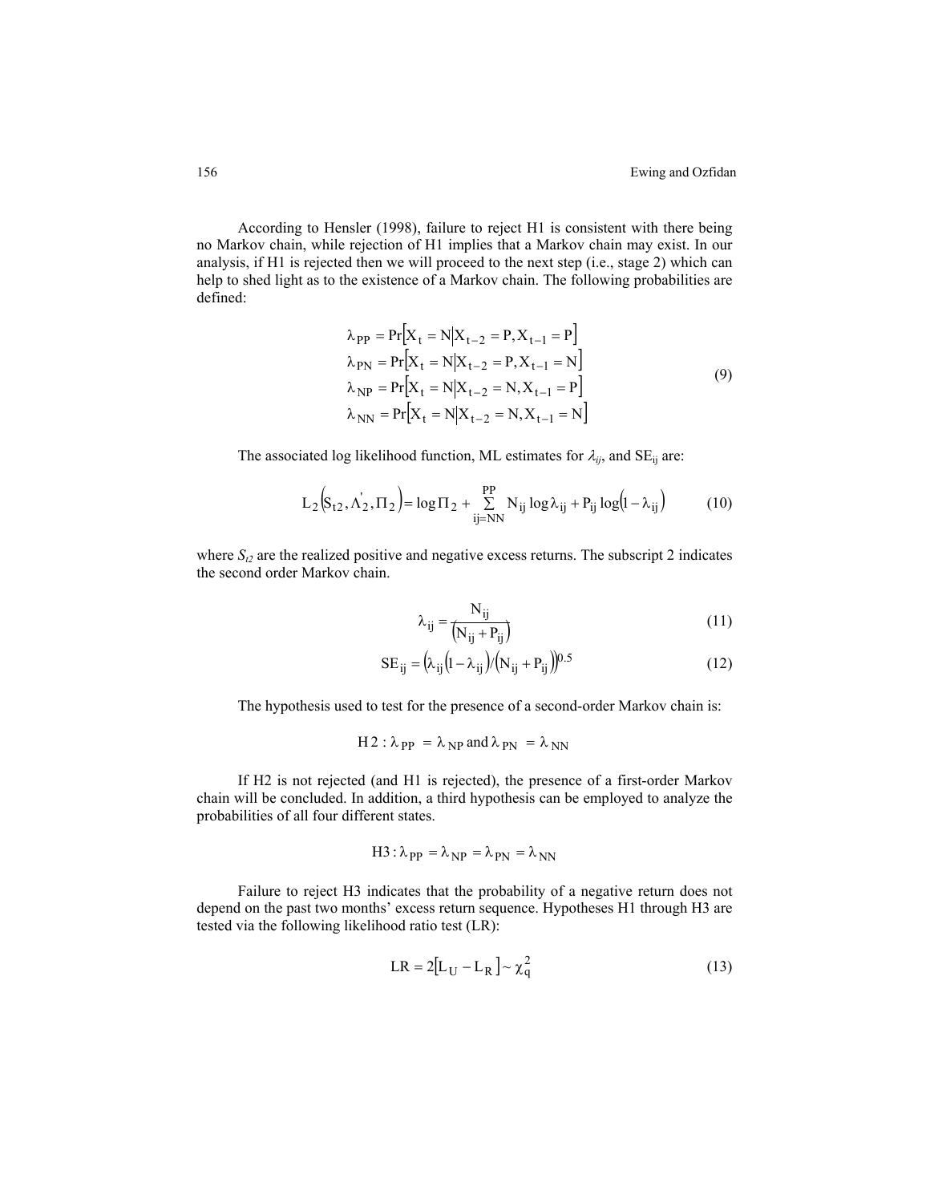According to Hensler (1998), failure to reject H1 is consistent with there being no Markov chain, while rejection of H1 implies that a Markov chain may exist. In our analysis, if H1 is rejected then we will proceed to the next step (i.e., stage 2) which can help to shed light as to the existence of a Markov chain. The following probabilities are defined:

$$
\begin{aligned}
\lambda_{PP} &= \Pr\left[X_t = N \middle| X_{t-2} = P, X_{t-1} = P\right] \\
\lambda_{PN} &= \Pr\left[X_t = N \middle| X_{t-2} = P, X_{t-1} = N\right] \\
\lambda_{NP} &= \Pr\left[X_t = N \middle| X_{t-2} = N, X_{t-1} = P\right] \\
\lambda_{NN} &= \Pr\left[X_t = N \middle| X_{t-2} = N, X_{t-1} = N\right]
\end{aligned}
\tag{9}
$$

The associated log likelihood function, ML estimates for $\lambda_{ij}$, and $SE_{ij}$ are:

$$
L_2\left(S_{t2}, \Lambda_2^{'}, \Pi_2\right) = \log \Pi_2 + \sum_{ij=NN}^{PP} N_{ij} \log \lambda_{ij} + P_{ij} \log\left(1 - \lambda_{ij}\right) \tag{10}
$$

where $S_{t2}$ are the realized positive and negative excess returns. The subscript 2 indicates the second order Markov chain.

$$
\lambda_{ij} = \frac{N_{ij}}{\left(N_{ij} + P_{ij}\right)} \tag{11}
$$

$$
SE_{ij} = \left(\lambda_{ij}\left(1 - \lambda_{ij}\right) / \left(N_{ij} + P_{ij}\right)\right)^{0.5} \tag{12}
$$

The hypothesis used to test for the presence of a second-order Markov chain is:

$$
H2: \lambda_{PP} = \lambda_{NP} \text{ and } \lambda_{PN} = \lambda_{NN}
$$

If H2 is not rejected (and H1 is rejected), the presence of a first-order Markov chain will be concluded. In addition, a third hypothesis can be employed to analyze the probabilities of all four different states.

$$
H3: \lambda_{PP} = \lambda_{NP} = \lambda_{PN} = \lambda_{NN}
$$

Failure to reject H3 indicates that the probability of a negative return does not depend on the past two months' excess return sequence. Hypotheses H1 through H3 are tested via the following likelihood ratio test (LR):

$$
LR = 2\left[L_U - L_R\right] \sim \chi_q^2 \tag{13}
$$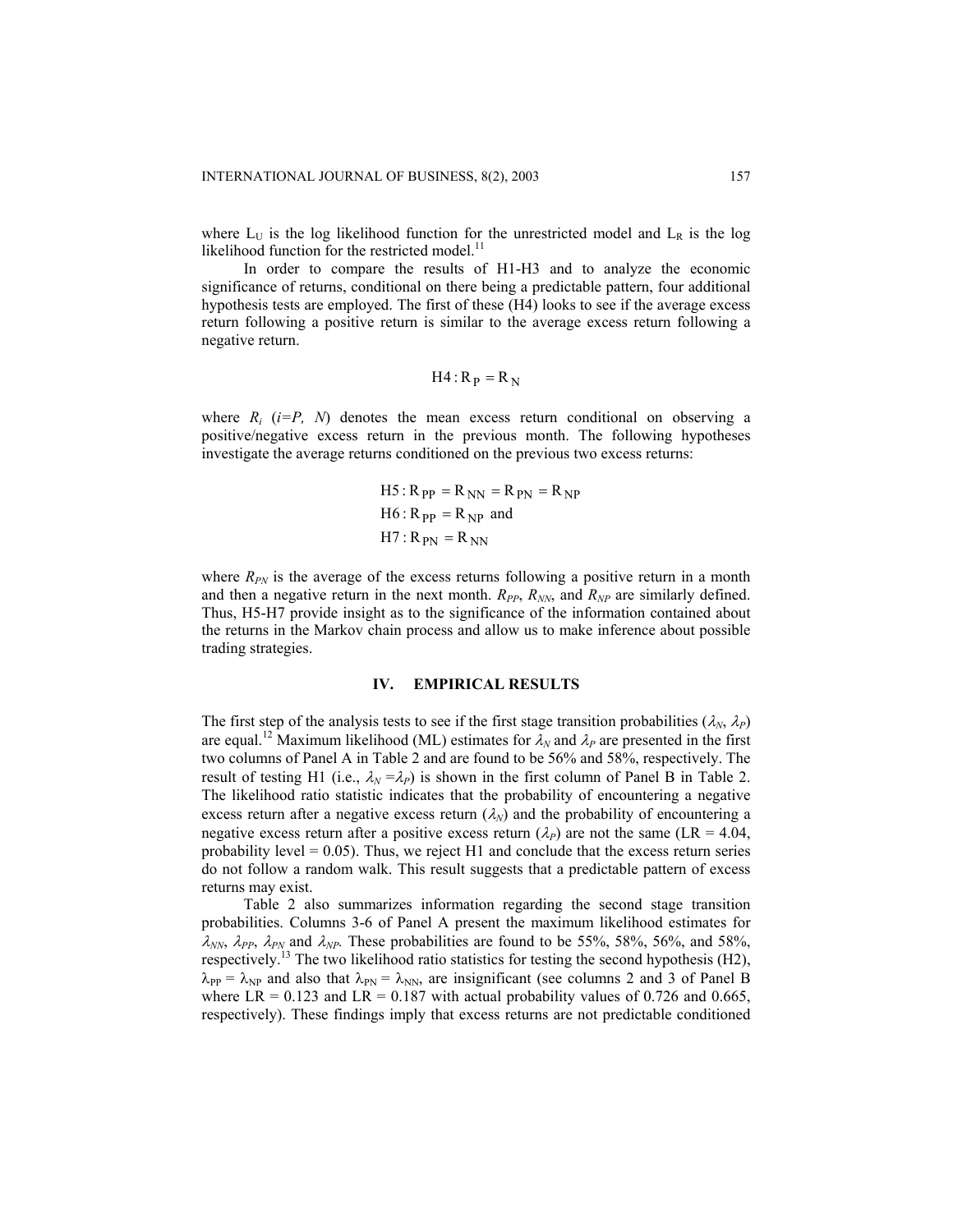where $L_U$ is the log likelihood function for the unrestricted model and $L_R$ is the log likelihood function for the restricted model.[11]

In order to compare the results of H1-H3 and to analyze the economic significance of returns, conditional on there being a predictable pattern, four additional hypothesis tests are employed. The first of these (H4) looks to see if the average excess return following a positive return is similar to the average excess return following a negative return.

$$H4: R_P = R_N$$

where $R_i$ $(i=P,\ N)$ denotes the mean excess return conditional on observing a positive/negative excess return in the previous month. The following hypotheses investigate the average returns conditioned on the previous two excess returns:

$$H5: R_{PP} = R_{NN} = R_{PN} = R_{NP}$$
$$H6: R_{PP} = R_{NP} \text{ and}$$
$$H7: R_{PN} = R_{NN}$$

where $R_{PN}$ is the average of the excess returns following a positive return in a month and then a negative return in the next month. $R_{PP}$, $R_{NN}$, and $R_{NP}$ are similarly defined. Thus, H5-H7 provide insight as to the significance of the information contained about the returns in the Markov chain process and allow us to make inference about possible trading strategies.

## IV. EMPIRICAL RESULTS

The first step of the analysis tests to see if the first stage transition probabilities ($\lambda_N$, $\lambda_P$) are equal.[12] Maximum likelihood (ML) estimates for $\lambda_N$ and $\lambda_P$ are presented in the first two columns of Panel A in Table 2 and are found to be 56% and 58%, respectively. The result of testing H1 (i.e., $\lambda_N = \lambda_P$) is shown in the first column of Panel B in Table 2. The likelihood ratio statistic indicates that the probability of encountering a negative excess return after a negative excess return ($\lambda_N$) and the probability of encountering a negative excess return after a positive excess return ($\lambda_P$) are not the same (LR = 4.04, probability level = 0.05). Thus, we reject H1 and conclude that the excess return series do not follow a random walk. This result suggests that a predictable pattern of excess returns may exist.

Table 2 also summarizes information regarding the second stage transition probabilities. Columns 3-6 of Panel A present the maximum likelihood estimates for $\lambda_{NN}$, $\lambda_{PP}$, $\lambda_{PN}$ and $\lambda_{NP}$. These probabilities are found to be 55%, 58%, 56%, and 58%, respectively.[13] The two likelihood ratio statistics for testing the second hypothesis (H2), $\lambda_{PP} = \lambda_{NP}$ and also that $\lambda_{PN} = \lambda_{NN}$, are insignificant (see columns 2 and 3 of Panel B where LR = 0.123 and LR = 0.187 with actual probability values of 0.726 and 0.665, respectively). These findings imply that excess returns are not predictable conditioned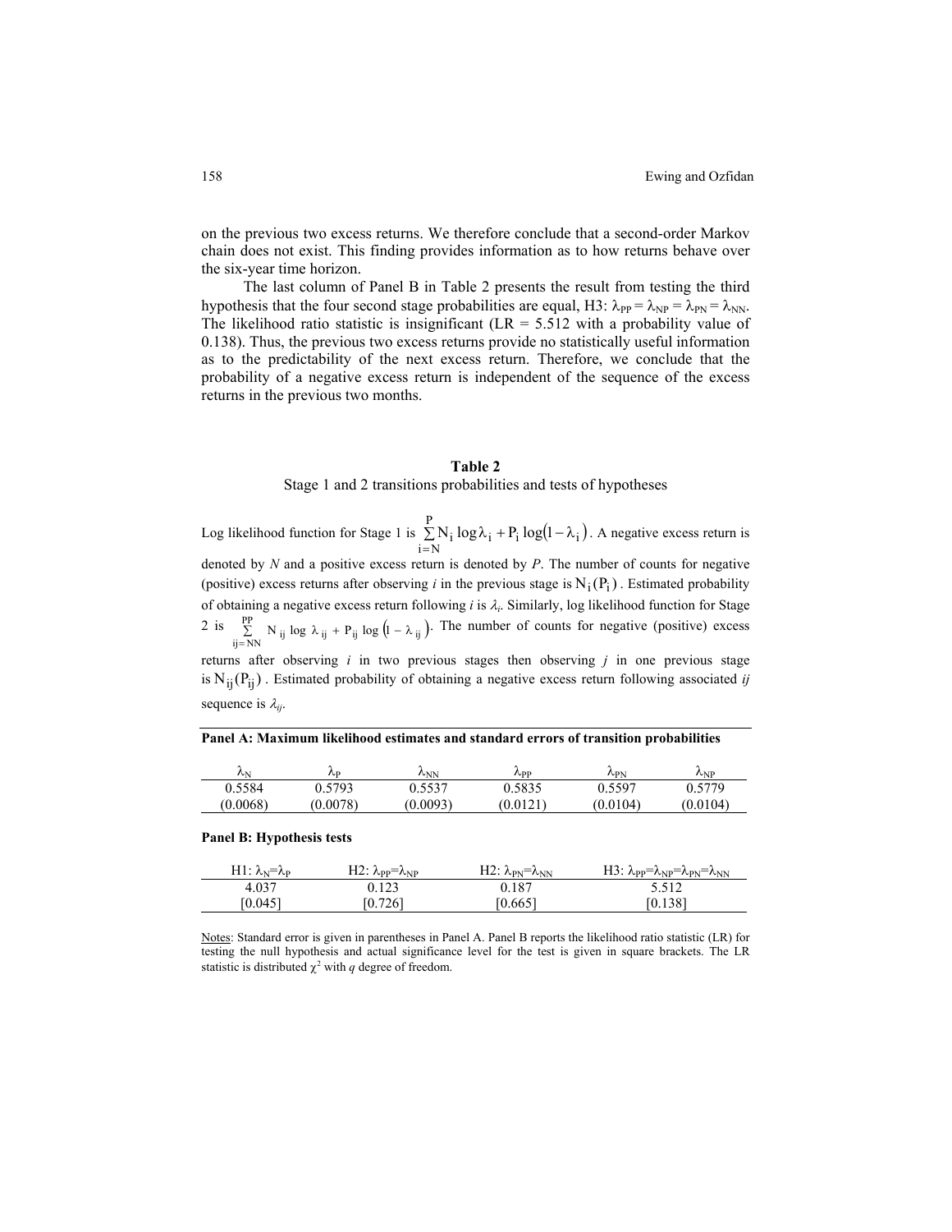on the previous two excess returns. We therefore conclude that a second-order Markov chain does not exist. This finding provides information as to how returns behave over the six-year time horizon.

The last column of Panel B in Table 2 presents the result from testing the third hypothesis that the four second stage probabilities are equal, H3: $\lambda_{PP} = \lambda_{NP} = \lambda_{PN} = \lambda_{NN}$. The likelihood ratio statistic is insignificant (LR = 5.512 with a probability value of 0.138). Thus, the previous two excess returns provide no statistically useful information as to the predictability of the next excess return. Therefore, we conclude that the probability of a negative excess return is independent of the sequence of the excess returns in the previous two months.

**Table 2**

Stage 1 and 2 transitions probabilities and tests of hypotheses

Log likelihood function for Stage 1 is $\sum_{i=N}^{P} N_i \log \lambda_i + P_i \log(1-\lambda_i)$. A negative excess return is denoted by *N* and a positive excess return is denoted by *P*. The number of counts for negative (positive) excess returns after observing *i* in the previous stage is $N_i(P_i)$. Estimated probability of obtaining a negative excess return following *i* is $\lambda_i$. Similarly, log likelihood function for Stage 2 is $\sum_{ij=NN}^{PP} N_{ij} \log \lambda_{ij} + P_{ij} \log(1-\lambda_{ij})$. The number of counts for negative (positive) excess returns after observing *i* in two previous stages then observing *j* in one previous stage is $N_{ij}(P_{ij})$. Estimated probability of obtaining a negative excess return following associated *ij* sequence is $\lambda_{ij}$.

**Panel A: Maximum likelihood estimates and standard errors of transition probabilities**

| $\lambda_N$ | $\lambda_P$ | $\lambda_{NN}$ | $\lambda_{PP}$ | $\lambda_{PN}$ | $\lambda_{NP}$ |
|---|---|---|---|---|---|
| 0.5584 | 0.5793 | 0.5537 | 0.5835 | 0.5597 | 0.5779 |
| (0.0068) | (0.0078) | (0.0093) | (0.0121) | (0.0104) | (0.0104) |

**Panel B: Hypothesis tests**

| H1: $\lambda_N=\lambda_P$ | H2: $\lambda_{PP}=\lambda_{NP}$ | H2: $\lambda_{PN}=\lambda_{NN}$ | H3: $\lambda_{PP}=\lambda_{NP}=\lambda_{PN}=\lambda_{NN}$ |
|---|---|---|---|
| 4.037 | 0.123 | 0.187 | 5.512 |
| [0.045] | [0.726] | [0.665] | [0.138] |

Notes: Standard error is given in parentheses in Panel A. Panel B reports the likelihood ratio statistic (LR) for testing the null hypothesis and actual significance level for the test is given in square brackets. The LR statistic is distributed $\chi^2$ with *q* degree of freedom.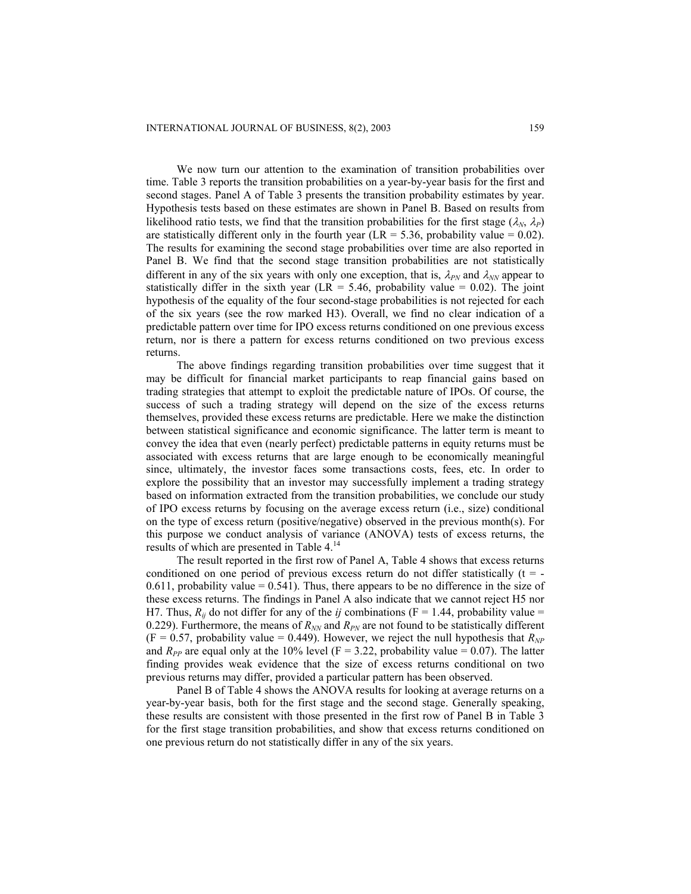We now turn our attention to the examination of transition probabilities over time. Table 3 reports the transition probabilities on a year-by-year basis for the first and second stages. Panel A of Table 3 presents the transition probability estimates by year. Hypothesis tests based on these estimates are shown in Panel B. Based on results from likelihood ratio tests, we find that the transition probabilities for the first stage ($\lambda_N$, $\lambda_P$) are statistically different only in the fourth year (LR = 5.36, probability value = 0.02). The results for examining the second stage probabilities over time are also reported in Panel B. We find that the second stage transition probabilities are not statistically different in any of the six years with only one exception, that is, $\lambda_{PN}$ and $\lambda_{NN}$ appear to statistically differ in the sixth year (LR = 5.46, probability value = 0.02). The joint hypothesis of the equality of the four second-stage probabilities is not rejected for each of the six years (see the row marked H3). Overall, we find no clear indication of a predictable pattern over time for IPO excess returns conditioned on one previous excess return, nor is there a pattern for excess returns conditioned on two previous excess returns.

The above findings regarding transition probabilities over time suggest that it may be difficult for financial market participants to reap financial gains based on trading strategies that attempt to exploit the predictable nature of IPOs. Of course, the success of such a trading strategy will depend on the size of the excess returns themselves, provided these excess returns are predictable. Here we make the distinction between statistical significance and economic significance. The latter term is meant to convey the idea that even (nearly perfect) predictable patterns in equity returns must be associated with excess returns that are large enough to be economically meaningful since, ultimately, the investor faces some transactions costs, fees, etc. In order to explore the possibility that an investor may successfully implement a trading strategy based on information extracted from the transition probabilities, we conclude our study of IPO excess returns by focusing on the average excess return (i.e., size) conditional on the type of excess return (positive/negative) observed in the previous month(s). For this purpose we conduct analysis of variance (ANOVA) tests of excess returns, the results of which are presented in Table 4.[14]

The result reported in the first row of Panel A, Table 4 shows that excess returns conditioned on one period of previous excess return do not differ statistically (t = -0.611, probability value = 0.541). Thus, there appears to be no difference in the size of these excess returns. The findings in Panel A also indicate that we cannot reject H5 nor H7. Thus, $R_{ij}$ do not differ for any of the *ij* combinations (F = 1.44, probability value = 0.229). Furthermore, the means of $R_{NN}$ and $R_{PN}$ are not found to be statistically different (F = 0.57, probability value = 0.449). However, we reject the null hypothesis that $R_{NP}$ and $R_{PP}$ are equal only at the 10% level (F = 3.22, probability value = 0.07). The latter finding provides weak evidence that the size of excess returns conditional on two previous returns may differ, provided a particular pattern has been observed.

Panel B of Table 4 shows the ANOVA results for looking at average returns on a year-by-year basis, both for the first stage and the second stage. Generally speaking, these results are consistent with those presented in the first row of Panel B in Table 3 for the first stage transition probabilities, and show that excess returns conditioned on one previous return do not statistically differ in any of the six years.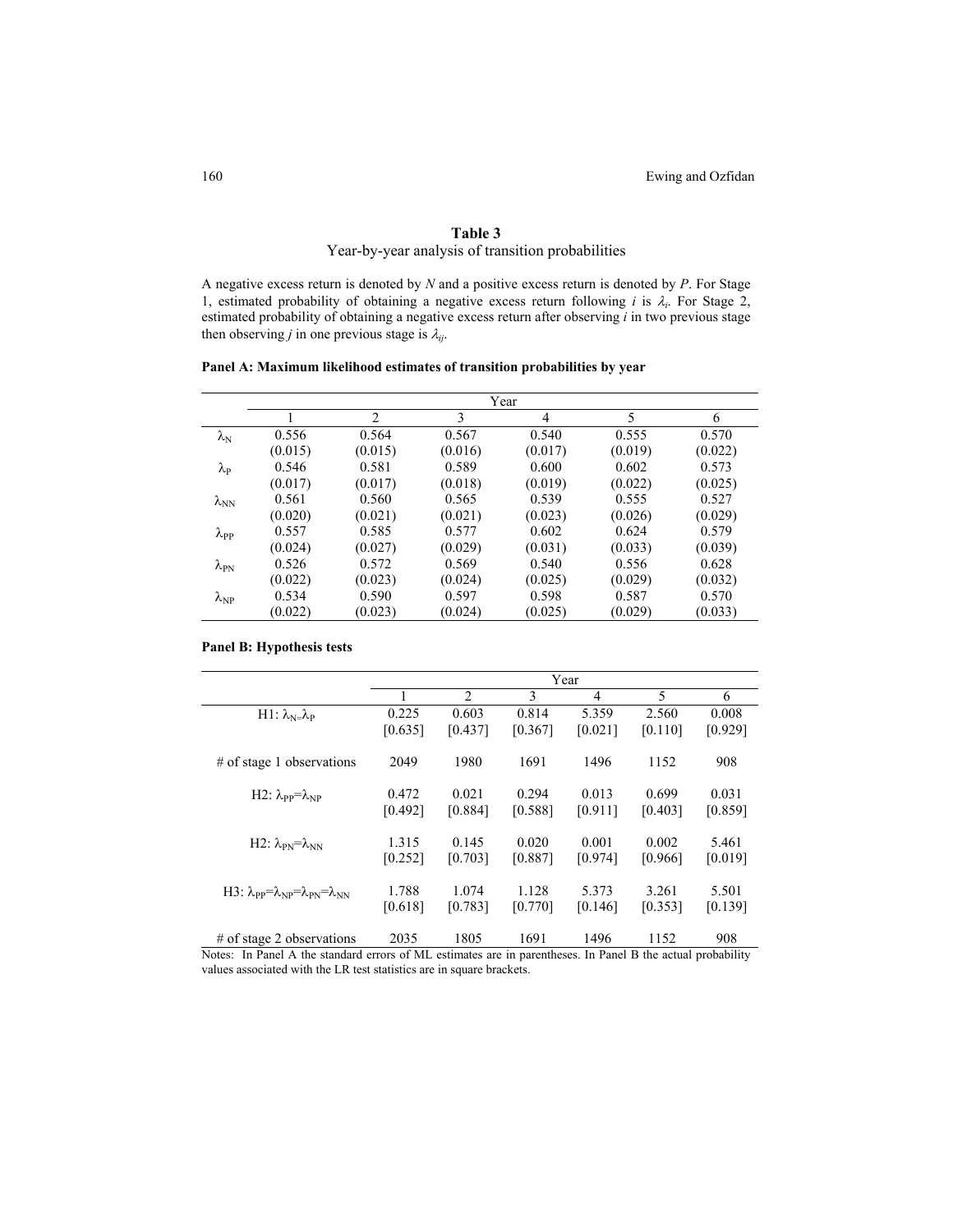**Table 3**
Year-by-year analysis of transition probabilities

A negative excess return is denoted by *N* and a positive excess return is denoted by *P*. For Stage 1, estimated probability of obtaining a negative excess return following *i* is $\lambda_i$. For Stage 2, estimated probability of obtaining a negative excess return after observing *i* in two previous stage then observing *j* in one previous stage is $\lambda_{ij}$.

**Panel A: Maximum likelihood estimates of transition probabilities by year**

| | Year | | | | | |
|---|---|---|---|---|---|---|
| | 1 | 2 | 3 | 4 | 5 | 6 |
| $\lambda_N$ | 0.556 | 0.564 | 0.567 | 0.540 | 0.555 | 0.570 |
| | (0.015) | (0.015) | (0.016) | (0.017) | (0.019) | (0.022) |
| $\lambda_P$ | 0.546 | 0.581 | 0.589 | 0.600 | 0.602 | 0.573 |
| | (0.017) | (0.017) | (0.018) | (0.019) | (0.022) | (0.025) |
| $\lambda_{NN}$ | 0.561 | 0.560 | 0.565 | 0.539 | 0.555 | 0.527 |
| | (0.020) | (0.021) | (0.021) | (0.023) | (0.026) | (0.029) |
| $\lambda_{PP}$ | 0.557 | 0.585 | 0.577 | 0.602 | 0.624 | 0.579 |
| | (0.024) | (0.027) | (0.029) | (0.031) | (0.033) | (0.039) |
| $\lambda_{PN}$ | 0.526 | 0.572 | 0.569 | 0.540 | 0.556 | 0.628 |
| | (0.022) | (0.023) | (0.024) | (0.025) | (0.029) | (0.032) |
| $\lambda_{NP}$ | 0.534 | 0.590 | 0.597 | 0.598 | 0.587 | 0.570 |
| | (0.022) | (0.023) | (0.024) | (0.025) | (0.029) | (0.033) |

**Panel B: Hypothesis tests**

| | Year | | | | | |
|---|---|---|---|---|---|---|
| | 1 | 2 | 3 | 4 | 5 | 6 |
| H1: $\lambda_N=\lambda_P$ | 0.225 | 0.603 | 0.814 | 5.359 | 2.560 | 0.008 |
| | [0.635] | [0.437] | [0.367] | [0.021] | [0.110] | [0.929] |
| # of stage 1 observations | 2049 | 1980 | 1691 | 1496 | 1152 | 908 |
| H2: $\lambda_{PP}=\lambda_{NP}$ | 0.472 | 0.021 | 0.294 | 0.013 | 0.699 | 0.031 |
| | [0.492] | [0.884] | [0.588] | [0.911] | [0.403] | [0.859] |
| H2: $\lambda_{PN}=\lambda_{NN}$ | 1.315 | 0.145 | 0.020 | 0.001 | 0.002 | 5.461 |
| | [0.252] | [0.703] | [0.887] | [0.974] | [0.966] | [0.019] |
| H3: $\lambda_{PP}=\lambda_{NP}=\lambda_{PN}=\lambda_{NN}$ | 1.788 | 1.074 | 1.128 | 5.373 | 3.261 | 5.501 |
| | [0.618] | [0.783] | [0.770] | [0.146] | [0.353] | [0.139] |
| # of stage 2 observations | 2035 | 1805 | 1691 | 1496 | 1152 | 908 |

Notes: In Panel A the standard errors of ML estimates are in parentheses. In Panel B the actual probability values associated with the LR test statistics are in square brackets.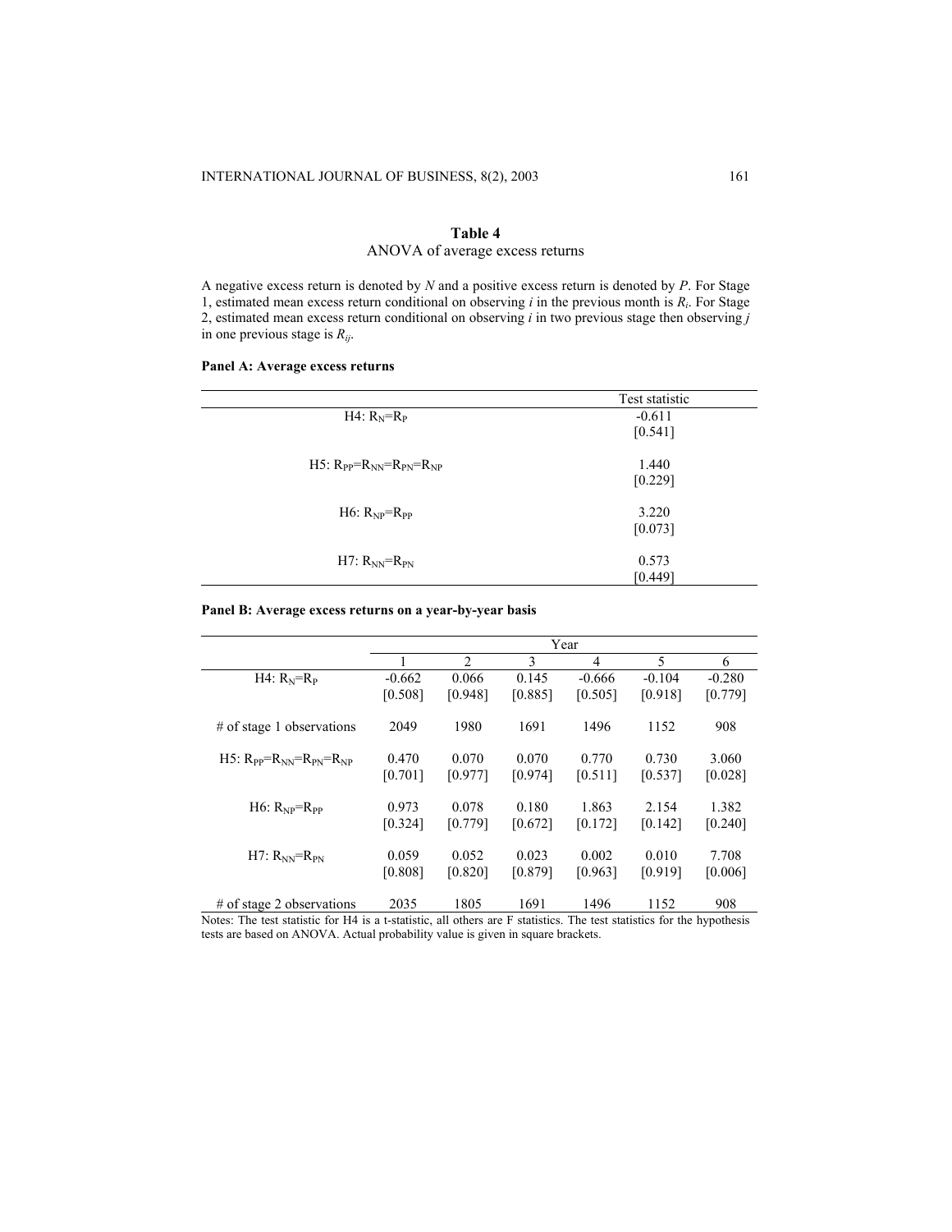**Table 4**

ANOVA of average excess returns

A negative excess return is denoted by *N* and a positive excess return is denoted by *P*. For Stage 1, estimated mean excess return conditional on observing *i* in the previous month is $R_i$. For Stage 2, estimated mean excess return conditional on observing *i* in two previous stage then observing *j* in one previous stage is $R_{ij}$.

**Panel A: Average excess returns**

| | Test statistic |
|---|---|
| H4: $R_N=R_P$ | -0.611 |
| | [0.541] |
| H5: $R_{PP}=R_{NN}=R_{PN}=R_{NP}$ | 1.440 |
| | [0.229] |
| H6: $R_{NP}=R_{PP}$ | 3.220 |
| | [0.073] |
| H7: $R_{NN}=R_{PN}$ | 0.573 |
| | [0.449] |

**Panel B: Average excess returns on a year-by-year basis**

| | Year | | | | | |
|---|---|---|---|---|---|---|
| | 1 | 2 | 3 | 4 | 5 | 6 |
| H4: $R_N=R_P$ | -0.662 | 0.066 | 0.145 | -0.666 | -0.104 | -0.280 |
| | [0.508] | [0.948] | [0.885] | [0.505] | [0.918] | [0.779] |
| # of stage 1 observations | 2049 | 1980 | 1691 | 1496 | 1152 | 908 |
| H5: $R_{PP}=R_{NN}=R_{PN}=R_{NP}$ | 0.470 | 0.070 | 0.070 | 0.770 | 0.730 | 3.060 |
| | [0.701] | [0.977] | [0.974] | [0.511] | [0.537] | [0.028] |
| H6: $R_{NP}=R_{PP}$ | 0.973 | 0.078 | 0.180 | 1.863 | 2.154 | 1.382 |
| | [0.324] | [0.779] | [0.672] | [0.172] | [0.142] | [0.240] |
| H7: $R_{NN}=R_{PN}$ | 0.059 | 0.052 | 0.023 | 0.002 | 0.010 | 7.708 |
| | [0.808] | [0.820] | [0.879] | [0.963] | [0.919] | [0.006] |
| # of stage 2 observations | 2035 | 1805 | 1691 | 1496 | 1152 | 908 |

Notes: The test statistic for H4 is a t-statistic, all others are F statistics. The test statistics for the hypothesis tests are based on ANOVA. Actual probability value is given in square brackets.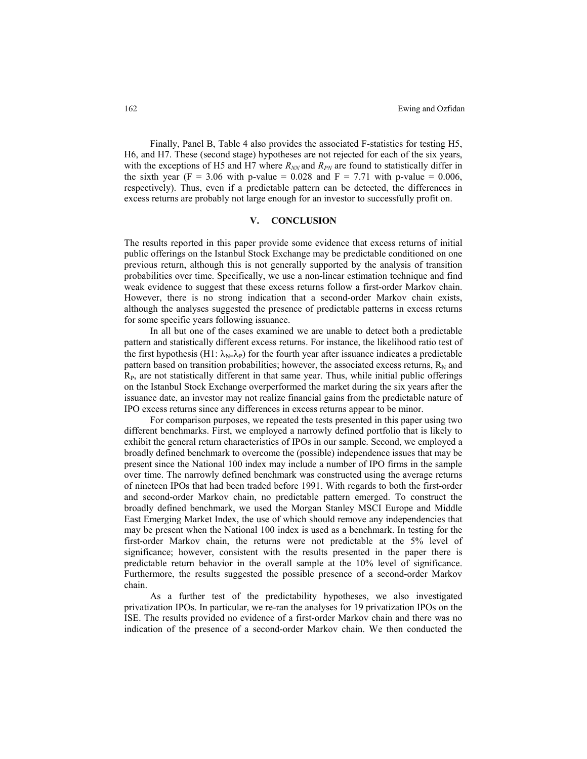Finally, Panel B, Table 4 also provides the associated F-statistics for testing H5, H6, and H7. These (second stage) hypotheses are not rejected for each of the six years, with the exceptions of H5 and H7 where $R_{NN}$ and $R_{PN}$ are found to statistically differ in the sixth year (F = 3.06 with p-value = 0.028 and F = 7.71 with p-value = 0.006, respectively). Thus, even if a predictable pattern can be detected, the differences in excess returns are probably not large enough for an investor to successfully profit on.

## V. CONCLUSION

The results reported in this paper provide some evidence that excess returns of initial public offerings on the Istanbul Stock Exchange may be predictable conditioned on one previous return, although this is not generally supported by the analysis of transition probabilities over time. Specifically, we use a non-linear estimation technique and find weak evidence to suggest that these excess returns follow a first-order Markov chain. However, there is no strong indication that a second-order Markov chain exists, although the analyses suggested the presence of predictable patterns in excess returns for some specific years following issuance.

In all but one of the cases examined we are unable to detect both a predictable pattern and statistically different excess returns. For instance, the likelihood ratio test of the first hypothesis (H1: $\lambda_N = \lambda_P$) for the fourth year after issuance indicates a predictable pattern based on transition probabilities; however, the associated excess returns, $R_N$ and $R_P$, are not statistically different in that same year. Thus, while initial public offerings on the Istanbul Stock Exchange overperformed the market during the six years after the issuance date, an investor may not realize financial gains from the predictable nature of IPO excess returns since any differences in excess returns appear to be minor.

For comparison purposes, we repeated the tests presented in this paper using two different benchmarks. First, we employed a narrowly defined portfolio that is likely to exhibit the general return characteristics of IPOs in our sample. Second, we employed a broadly defined benchmark to overcome the (possible) independence issues that may be present since the National 100 index may include a number of IPO firms in the sample over time. The narrowly defined benchmark was constructed using the average returns of nineteen IPOs that had been traded before 1991. With regards to both the first-order and second-order Markov chain, no predictable pattern emerged. To construct the broadly defined benchmark, we used the Morgan Stanley MSCI Europe and Middle East Emerging Market Index, the use of which should remove any independencies that may be present when the National 100 index is used as a benchmark. In testing for the first-order Markov chain, the returns were not predictable at the 5% level of significance; however, consistent with the results presented in the paper there is predictable return behavior in the overall sample at the 10% level of significance. Furthermore, the results suggested the possible presence of a second-order Markov chain.

As a further test of the predictability hypotheses, we also investigated privatization IPOs. In particular, we re-ran the analyses for 19 privatization IPOs on the ISE. The results provided no evidence of a first-order Markov chain and there was no indication of the presence of a second-order Markov chain. We then conducted the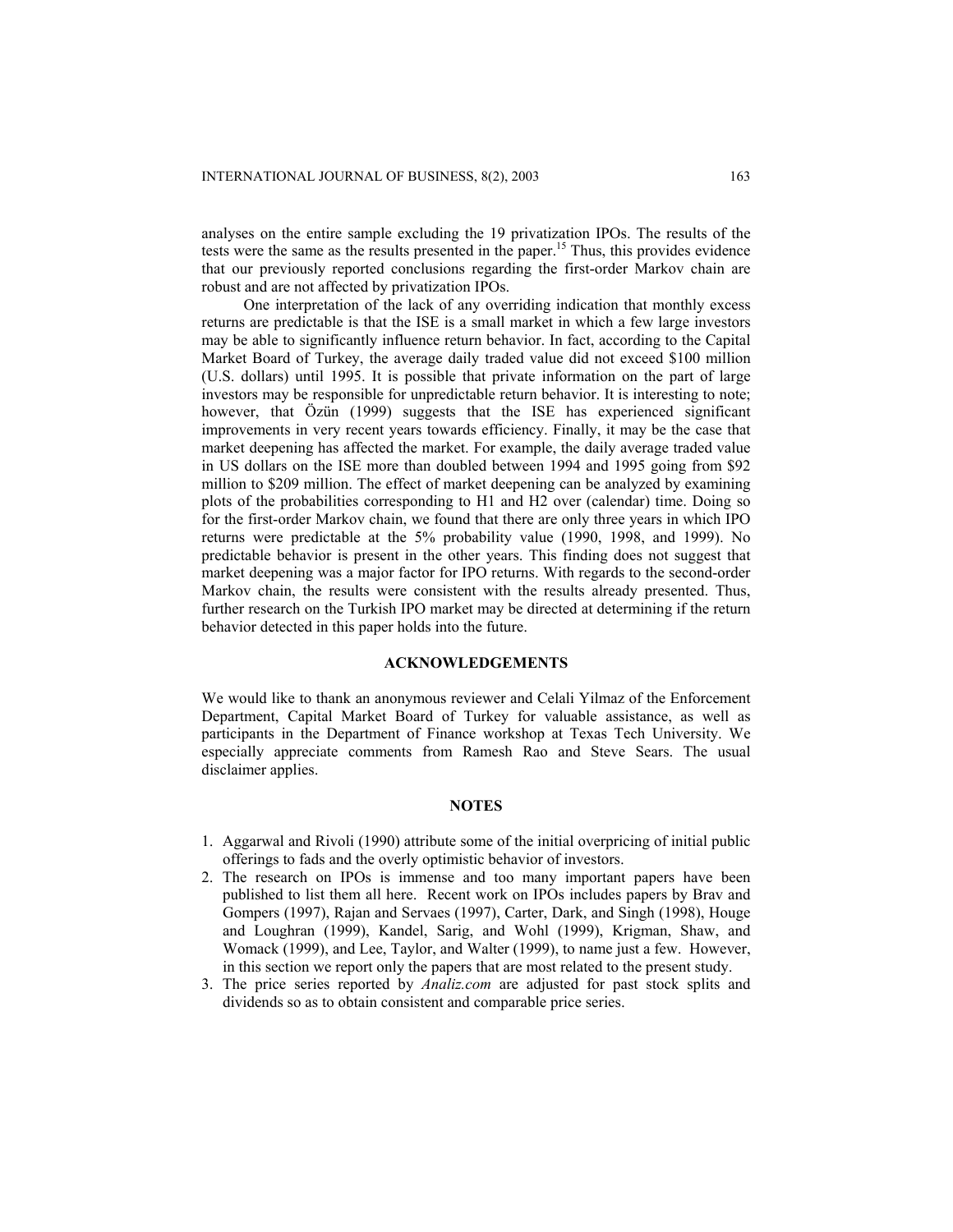analyses on the entire sample excluding the 19 privatization IPOs. The results of the tests were the same as the results presented in the paper.[15] Thus, this provides evidence that our previously reported conclusions regarding the first-order Markov chain are robust and are not affected by privatization IPOs.

One interpretation of the lack of any overriding indication that monthly excess returns are predictable is that the ISE is a small market in which a few large investors may be able to significantly influence return behavior. In fact, according to the Capital Market Board of Turkey, the average daily traded value did not exceed $100 million (U.S. dollars) until 1995. It is possible that private information on the part of large investors may be responsible for unpredictable return behavior. It is interesting to note; however, that Özün (1999) suggests that the ISE has experienced significant improvements in very recent years towards efficiency. Finally, it may be the case that market deepening has affected the market. For example, the daily average traded value in US dollars on the ISE more than doubled between 1994 and 1995 going from $92 million to $209 million. The effect of market deepening can be analyzed by examining plots of the probabilities corresponding to H1 and H2 over (calendar) time. Doing so for the first-order Markov chain, we found that there are only three years in which IPO returns were predictable at the 5% probability value (1990, 1998, and 1999). No predictable behavior is present in the other years. This finding does not suggest that market deepening was a major factor for IPO returns. With regards to the second-order Markov chain, the results were consistent with the results already presented. Thus, further research on the Turkish IPO market may be directed at determining if the return behavior detected in this paper holds into the future.

## ACKNOWLEDGEMENTS

We would like to thank an anonymous reviewer and Celali Yilmaz of the Enforcement Department, Capital Market Board of Turkey for valuable assistance, as well as participants in the Department of Finance workshop at Texas Tech University. We especially appreciate comments from Ramesh Rao and Steve Sears. The usual disclaimer applies.

## NOTES

1. Aggarwal and Rivoli (1990) attribute some of the initial overpricing of initial public offerings to fads and the overly optimistic behavior of investors.
2. The research on IPOs is immense and too many important papers have been published to list them all here. Recent work on IPOs includes papers by Brav and Gompers (1997), Rajan and Servaes (1997), Carter, Dark, and Singh (1998), Houge and Loughran (1999), Kandel, Sarig, and Wohl (1999), Krigman, Shaw, and Womack (1999), and Lee, Taylor, and Walter (1999), to name just a few. However, in this section we report only the papers that are most related to the present study.
3. The price series reported by *Analiz.com* are adjusted for past stock splits and dividends so as to obtain consistent and comparable price series.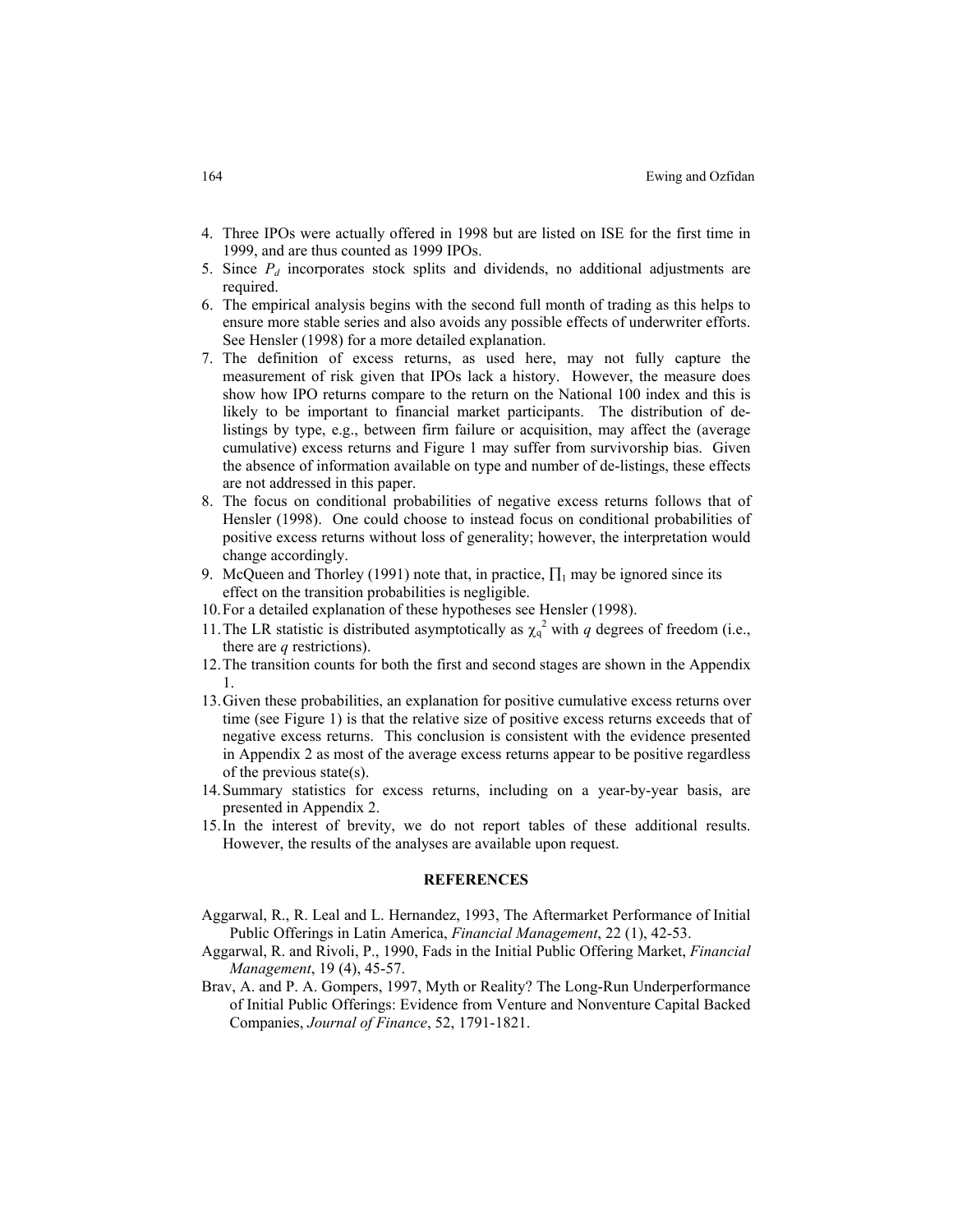4. Three IPOs were actually offered in 1998 but are listed on ISE for the first time in 1999, and are thus counted as 1999 IPOs.
5. Since $P_d$ incorporates stock splits and dividends, no additional adjustments are required.
6. The empirical analysis begins with the second full month of trading as this helps to ensure more stable series and also avoids any possible effects of underwriter efforts. See Hensler (1998) for a more detailed explanation.
7. The definition of excess returns, as used here, may not fully capture the measurement of risk given that IPOs lack a history. However, the measure does show how IPO returns compare to the return on the National 100 index and this is likely to be important to financial market participants. The distribution of de-listings by type, e.g., between firm failure or acquisition, may affect the (average cumulative) excess returns and Figure 1 may suffer from survivorship bias. Given the absence of information available on type and number of de-listings, these effects are not addressed in this paper.
8. The focus on conditional probabilities of negative excess returns follows that of Hensler (1998). One could choose to instead focus on conditional probabilities of positive excess returns without loss of generality; however, the interpretation would change accordingly.
9. McQueen and Thorley (1991) note that, in practice, $\prod_1$ may be ignored since its effect on the transition probabilities is negligible.
10. For a detailed explanation of these hypotheses see Hensler (1998).
11. The LR statistic is distributed asymptotically as $\chi_q^2$ with $q$ degrees of freedom (i.e., there are $q$ restrictions).
12. The transition counts for both the first and second stages are shown in the Appendix 1.
13. Given these probabilities, an explanation for positive cumulative excess returns over time (see Figure 1) is that the relative size of positive excess returns exceeds that of negative excess returns. This conclusion is consistent with the evidence presented in Appendix 2 as most of the average excess returns appear to be positive regardless of the previous state(s).
14. Summary statistics for excess returns, including on a year-by-year basis, are presented in Appendix 2.
15. In the interest of brevity, we do not report tables of these additional results. However, the results of the analyses are available upon request.

## REFERENCES

Aggarwal, R., R. Leal and L. Hernandez, 1993, The Aftermarket Performance of Initial Public Offerings in Latin America, *Financial Management*, 22 (1), 42-53.

Aggarwal, R. and Rivoli, P., 1990, Fads in the Initial Public Offering Market, *Financial Management*, 19 (4), 45-57.

Brav, A. and P. A. Gompers, 1997, Myth or Reality? The Long-Run Underperformance of Initial Public Offerings: Evidence from Venture and Nonventure Capital Backed Companies, *Journal of Finance*, 52, 1791-1821.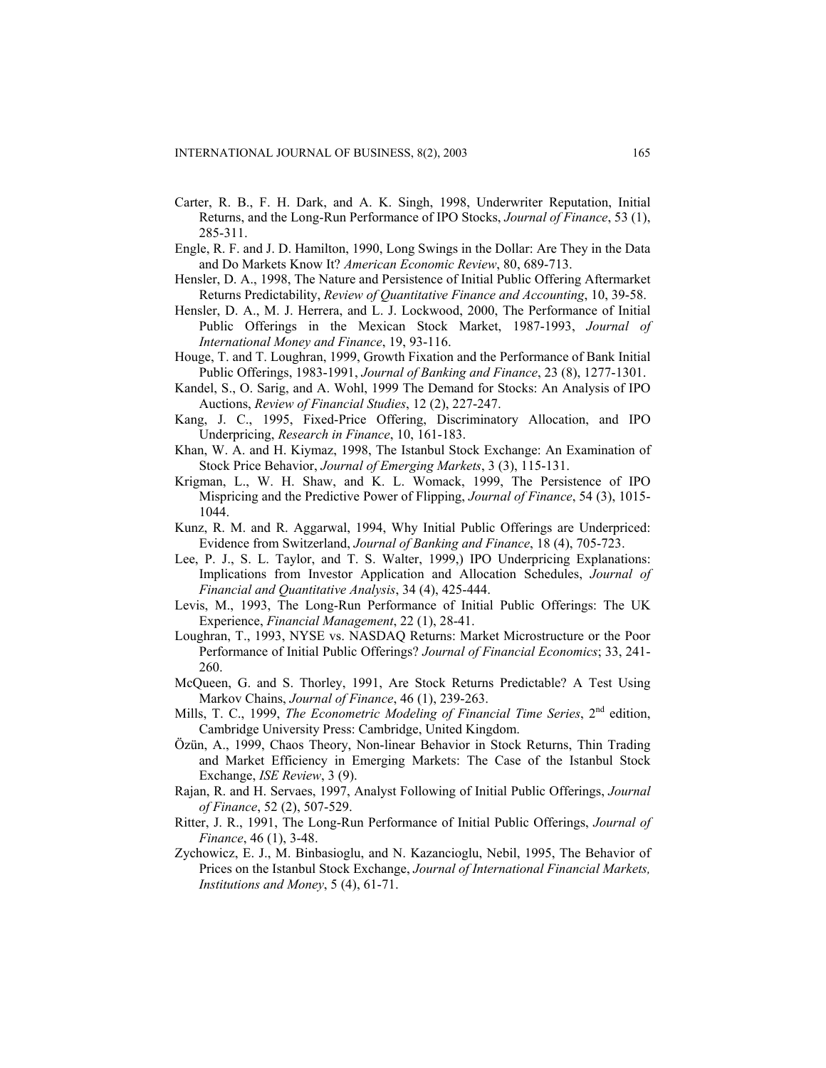Carter, R. B., F. H. Dark, and A. K. Singh, 1998, Underwriter Reputation, Initial Returns, and the Long-Run Performance of IPO Stocks, *Journal of Finance*, 53 (1), 285-311.

Engle, R. F. and J. D. Hamilton, 1990, Long Swings in the Dollar: Are They in the Data and Do Markets Know It? *American Economic Review*, 80, 689-713.

Hensler, D. A., 1998, The Nature and Persistence of Initial Public Offering Aftermarket Returns Predictability, *Review of Quantitative Finance and Accounting*, 10, 39-58.

Hensler, D. A., M. J. Herrera, and L. J. Lockwood, 2000, The Performance of Initial Public Offerings in the Mexican Stock Market, 1987-1993, *Journal of International Money and Finance*, 19, 93-116.

Houge, T. and T. Loughran, 1999, Growth Fixation and the Performance of Bank Initial Public Offerings, 1983-1991, *Journal of Banking and Finance*, 23 (8), 1277-1301.

Kandel, S., O. Sarig, and A. Wohl, 1999 The Demand for Stocks: An Analysis of IPO Auctions, *Review of Financial Studies*, 12 (2), 227-247.

Kang, J. C., 1995, Fixed-Price Offering, Discriminatory Allocation, and IPO Underpricing, *Research in Finance*, 10, 161-183.

Khan, W. A. and H. Kiymaz, 1998, The Istanbul Stock Exchange: An Examination of Stock Price Behavior, *Journal of Emerging Markets*, 3 (3), 115-131.

Krigman, L., W. H. Shaw, and K. L. Womack, 1999, The Persistence of IPO Mispricing and the Predictive Power of Flipping, *Journal of Finance*, 54 (3), 1015-1044.

Kunz, R. M. and R. Aggarwal, 1994, Why Initial Public Offerings are Underpriced: Evidence from Switzerland, *Journal of Banking and Finance*, 18 (4), 705-723.

Lee, P. J., S. L. Taylor, and T. S. Walter, 1999,) IPO Underpricing Explanations: Implications from Investor Application and Allocation Schedules, *Journal of Financial and Quantitative Analysis*, 34 (4), 425-444.

Levis, M., 1993, The Long-Run Performance of Initial Public Offerings: The UK Experience, *Financial Management*, 22 (1), 28-41.

Loughran, T., 1993, NYSE vs. NASDAQ Returns: Market Microstructure or the Poor Performance of Initial Public Offerings? *Journal of Financial Economics*; 33, 241-260.

McQueen, G. and S. Thorley, 1991, Are Stock Returns Predictable? A Test Using Markov Chains, *Journal of Finance*, 46 (1), 239-263.

Mills, T. C., 1999, *The Econometric Modeling of Financial Time Series*, 2nd edition, Cambridge University Press: Cambridge, United Kingdom.

Özün, A., 1999, Chaos Theory, Non-linear Behavior in Stock Returns, Thin Trading and Market Efficiency in Emerging Markets: The Case of the Istanbul Stock Exchange, *ISE Review*, 3 (9).

Rajan, R. and H. Servaes, 1997, Analyst Following of Initial Public Offerings, *Journal of Finance*, 52 (2), 507-529.

Ritter, J. R., 1991, The Long-Run Performance of Initial Public Offerings, *Journal of Finance*, 46 (1), 3-48.

Zychowicz, E. J., M. Binbasioglu, and N. Kazancioglu, Nebil, 1995, The Behavior of Prices on the Istanbul Stock Exchange, *Journal of International Financial Markets, Institutions and Money*, 5 (4), 61-71.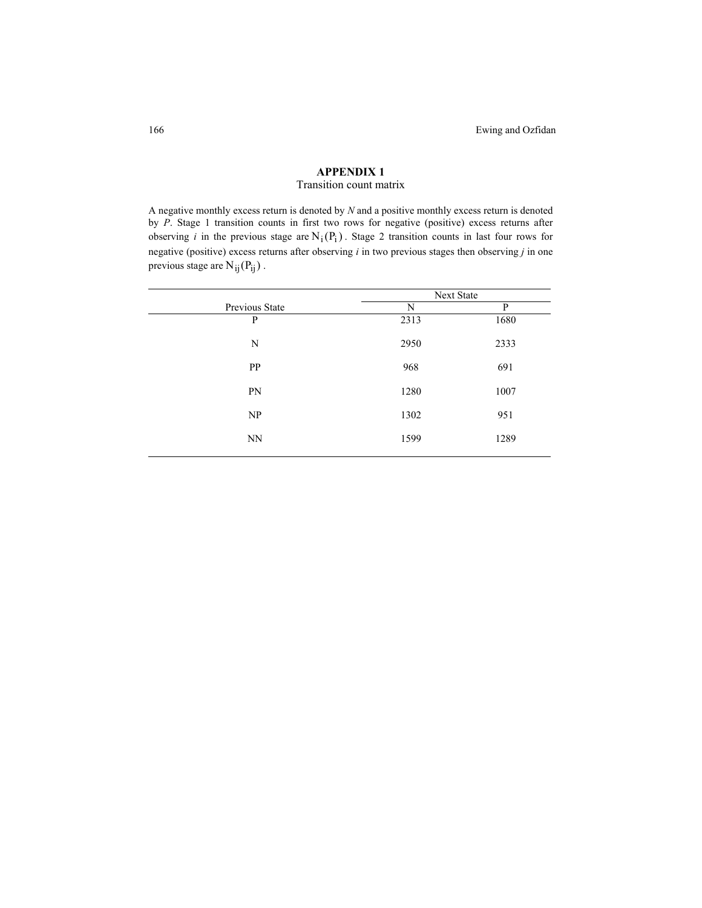## APPENDIX 1

Transition count matrix

A negative monthly excess return is denoted by *N* and a positive monthly excess return is denoted by *P*. Stage 1 transition counts in first two rows for negative (positive) excess returns after observing *i* in the previous stage are $N_i(P_i)$. Stage 2 transition counts in last four rows for negative (positive) excess returns after observing *i* in two previous stages then observing *j* in one previous stage are $N_{ij}(P_{ij})$.

| | Next State | |
|---|---|---|
| Previous State | N | P |
| P | 2313 | 1680 |
| N | 2950 | 2333 |
| PP | 968 | 691 |
| PN | 1280 | 1007 |
| NP | 1302 | 951 |
| NN | 1599 | 1289 |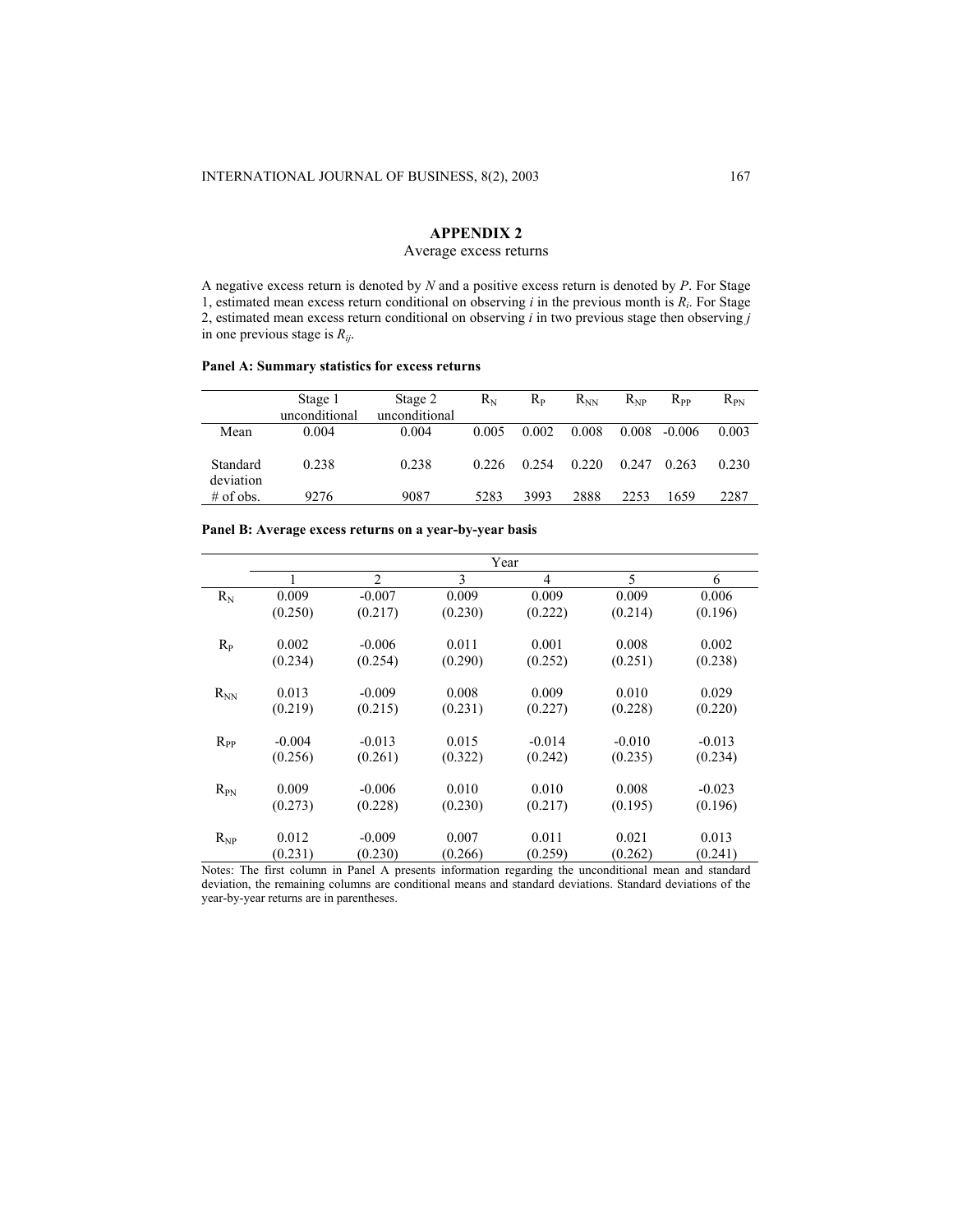## APPENDIX 2

### Average excess returns

A negative excess return is denoted by *N* and a positive excess return is denoted by *P*. For Stage 1, estimated mean excess return conditional on observing *i* in the previous month is $R_i$. For Stage 2, estimated mean excess return conditional on observing *i* in two previous stage then observing *j* in one previous stage is $R_{ij}$.

**Panel A: Summary statistics for excess returns**

| | Stage 1 unconditional | Stage 2 unconditional | $R_N$ | $R_P$ | $R_{NN}$ | $R_{NP}$ | $R_{PP}$ | $R_{PN}$ |
|---|---|---|---|---|---|---|---|---|
| Mean | 0.004 | 0.004 | 0.005 | 0.002 | 0.008 | 0.008 | -0.006 | 0.003 |
| Standard deviation | 0.238 | 0.238 | 0.226 | 0.254 | 0.220 | 0.247 | 0.263 | 0.230 |
| # of obs. | 9276 | 9087 | 5283 | 3993 | 2888 | 2253 | 1659 | 2287 |

**Panel B: Average excess returns on a year-by-year basis**

| | Year | | | | | |
|---|---|---|---|---|---|---|
| | 1 | 2 | 3 | 4 | 5 | 6 |
| $R_N$ | 0.009 | -0.007 | 0.009 | 0.009 | 0.009 | 0.006 |
| | (0.250) | (0.217) | (0.230) | (0.222) | (0.214) | (0.196) |
| $R_P$ | 0.002 | -0.006 | 0.011 | 0.001 | 0.008 | 0.002 |
| | (0.234) | (0.254) | (0.290) | (0.252) | (0.251) | (0.238) |
| $R_{NN}$ | 0.013 | -0.009 | 0.008 | 0.009 | 0.010 | 0.029 |
| | (0.219) | (0.215) | (0.231) | (0.227) | (0.228) | (0.220) |
| $R_{PP}$ | -0.004 | -0.013 | 0.015 | -0.014 | -0.010 | -0.013 |
| | (0.256) | (0.261) | (0.322) | (0.242) | (0.235) | (0.234) |
| $R_{PN}$ | 0.009 | -0.006 | 0.010 | 0.010 | 0.008 | -0.023 |
| | (0.273) | (0.228) | (0.230) | (0.217) | (0.195) | (0.196) |
| $R_{NP}$ | 0.012 | -0.009 | 0.007 | 0.011 | 0.021 | 0.013 |
| | (0.231) | (0.230) | (0.266) | (0.259) | (0.262) | (0.241) |

Notes: The first column in Panel A presents information regarding the unconditional mean and standard deviation, the remaining columns are conditional means and standard deviations. Standard deviations of the year-by-year returns are in parentheses.